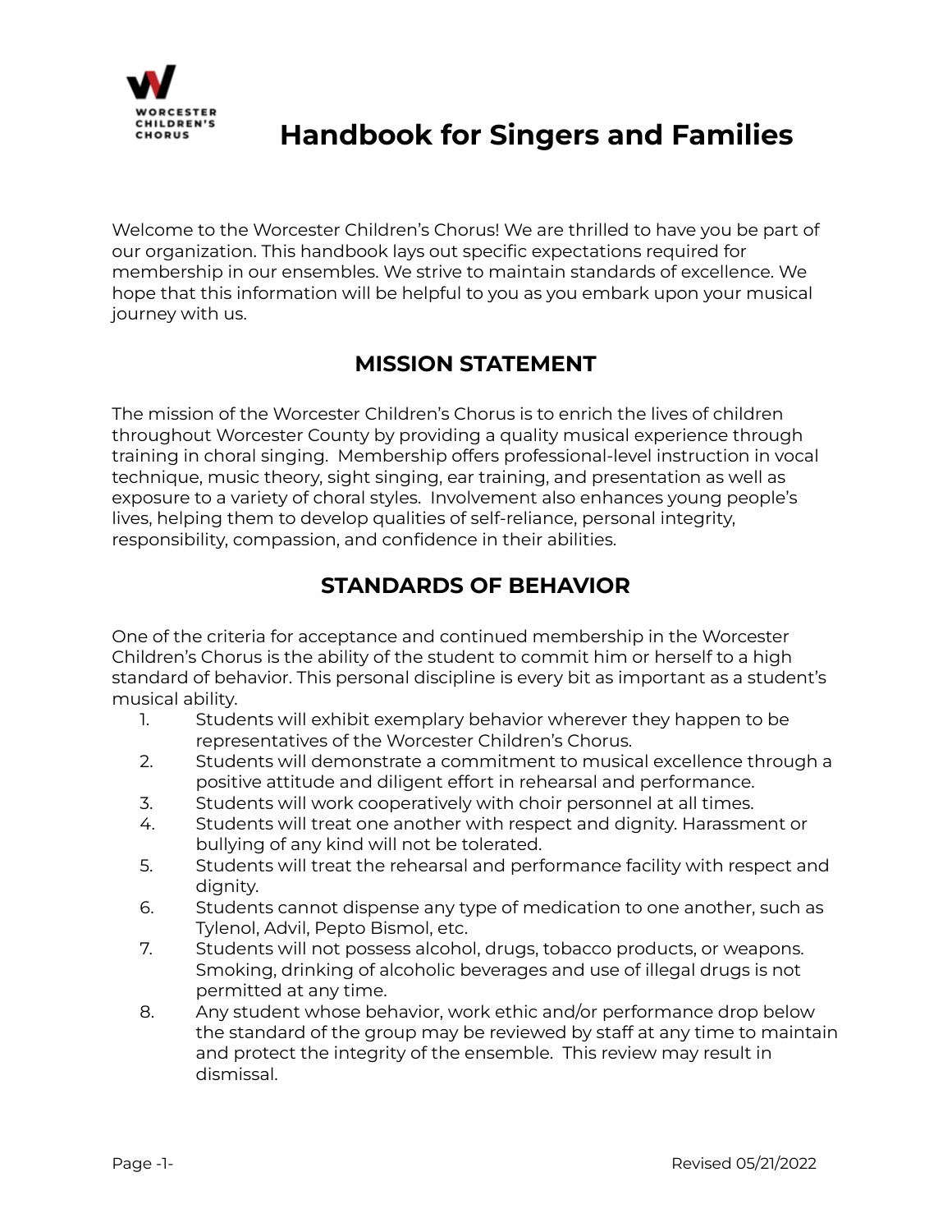# Handbook for Singers and Families

Welcome to the Worcester Children's Chorus! We are thrilled to have you be part of our organization. This handbook lays out specific expectations required for membership in our ensembles. We strive to maintain standards of excellence. We hope that this information will be helpful to you as you embark upon your musical journey with us.

## MISSION STATEMENT

The mission of the Worcester Children's Chorus is to enrich the lives of children throughout Worcester County by providing a quality musical experience through training in choral singing. Membership offers professional-level instruction in vocal technique, music theory, sight singing, ear training, and presentation as well as exposure to a variety of choral styles. Involvement also enhances young people's lives, helping them to develop qualities of self-reliance, personal integrity, responsibility, compassion, and confidence in their abilities.

## STANDARDS OF BEHAVIOR

One of the criteria for acceptance and continued membership in the Worcester Children's Chorus is the ability of the student to commit him or herself to a high standard of behavior. This personal discipline is every bit as important as a student's musical ability.

1. Students will exhibit exemplary behavior wherever they happen to be representatives of the Worcester Children's Chorus.
2. Students will demonstrate a commitment to musical excellence through a positive attitude and diligent effort in rehearsal and performance.
3. Students will work cooperatively with choir personnel at all times.
4. Students will treat one another with respect and dignity. Harassment or bullying of any kind will not be tolerated.
5. Students will treat the rehearsal and performance facility with respect and dignity.
6. Students cannot dispense any type of medication to one another, such as Tylenol, Advil, Pepto Bismol, etc.
7. Students will not possess alcohol, drugs, tobacco products, or weapons. Smoking, drinking of alcoholic beverages and use of illegal drugs is not permitted at any time.
8. Any student whose behavior, work ethic and/or performance drop below the standard of the group may be reviewed by staff at any time to maintain and protect the integrity of the ensemble. This review may result in dismissal.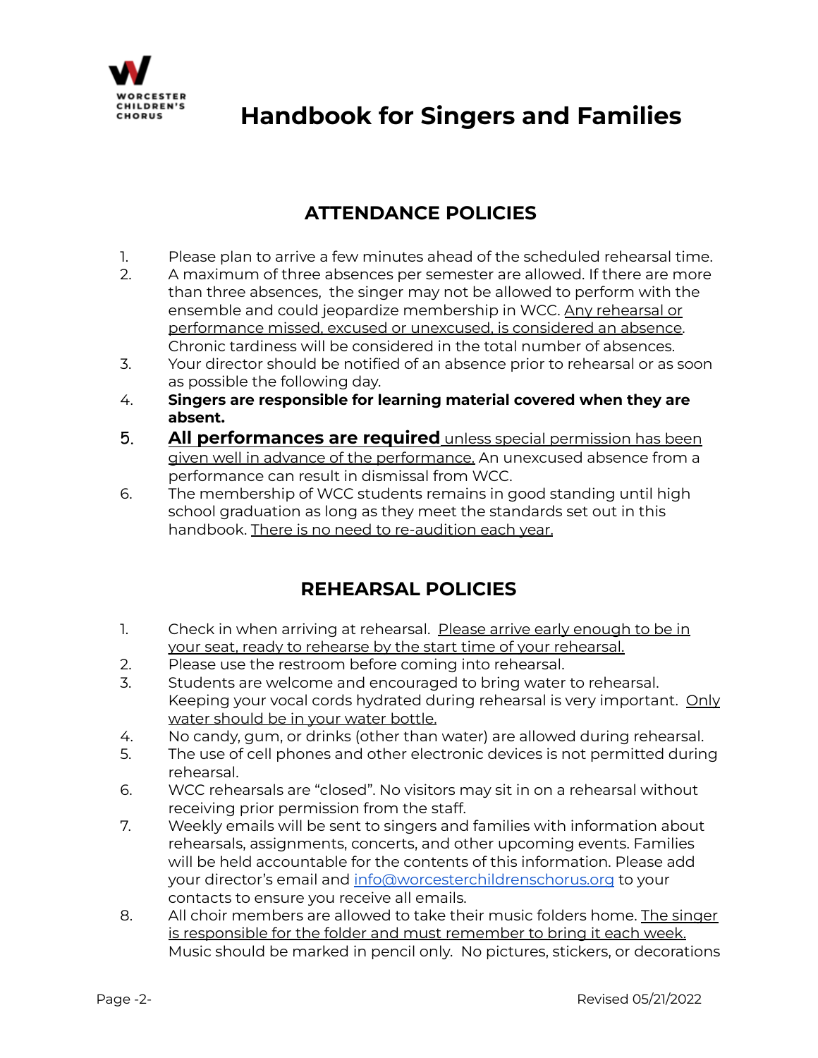# Handbook for Singers and Families

## ATTENDANCE POLICIES

1. Please plan to arrive a few minutes ahead of the scheduled rehearsal time.
2. A maximum of three absences per semester are allowed. If there are more than three absences, the singer may not be allowed to perform with the ensemble and could jeopardize membership in WCC. Any rehearsal or performance missed, excused or unexcused, is considered an absence. Chronic tardiness will be considered in the total number of absences.
3. Your director should be notified of an absence prior to rehearsal or as soon as possible the following day.
4. **Singers are responsible for learning material covered when they are absent.**
5. **All performances are required** unless special permission has been given well in advance of the performance. An unexcused absence from a performance can result in dismissal from WCC.
6. The membership of WCC students remains in good standing until high school graduation as long as they meet the standards set out in this handbook. There is no need to re-audition each year.

## REHEARSAL POLICIES

1. Check in when arriving at rehearsal. Please arrive early enough to be in your seat, ready to rehearse by the start time of your rehearsal.
2. Please use the restroom before coming into rehearsal.
3. Students are welcome and encouraged to bring water to rehearsal. Keeping your vocal cords hydrated during rehearsal is very important. Only water should be in your water bottle.
4. No candy, gum, or drinks (other than water) are allowed during rehearsal.
5. The use of cell phones and other electronic devices is not permitted during rehearsal.
6. WCC rehearsals are "closed". No visitors may sit in on a rehearsal without receiving prior permission from the staff.
7. Weekly emails will be sent to singers and families with information about rehearsals, assignments, concerts, and other upcoming events. Families will be held accountable for the contents of this information. Please add your director's email and info@worcesterchildrenschorus.org to your contacts to ensure you receive all emails.
8. All choir members are allowed to take their music folders home. The singer is responsible for the folder and must remember to bring it each week. Music should be marked in pencil only. No pictures, stickers, or decorations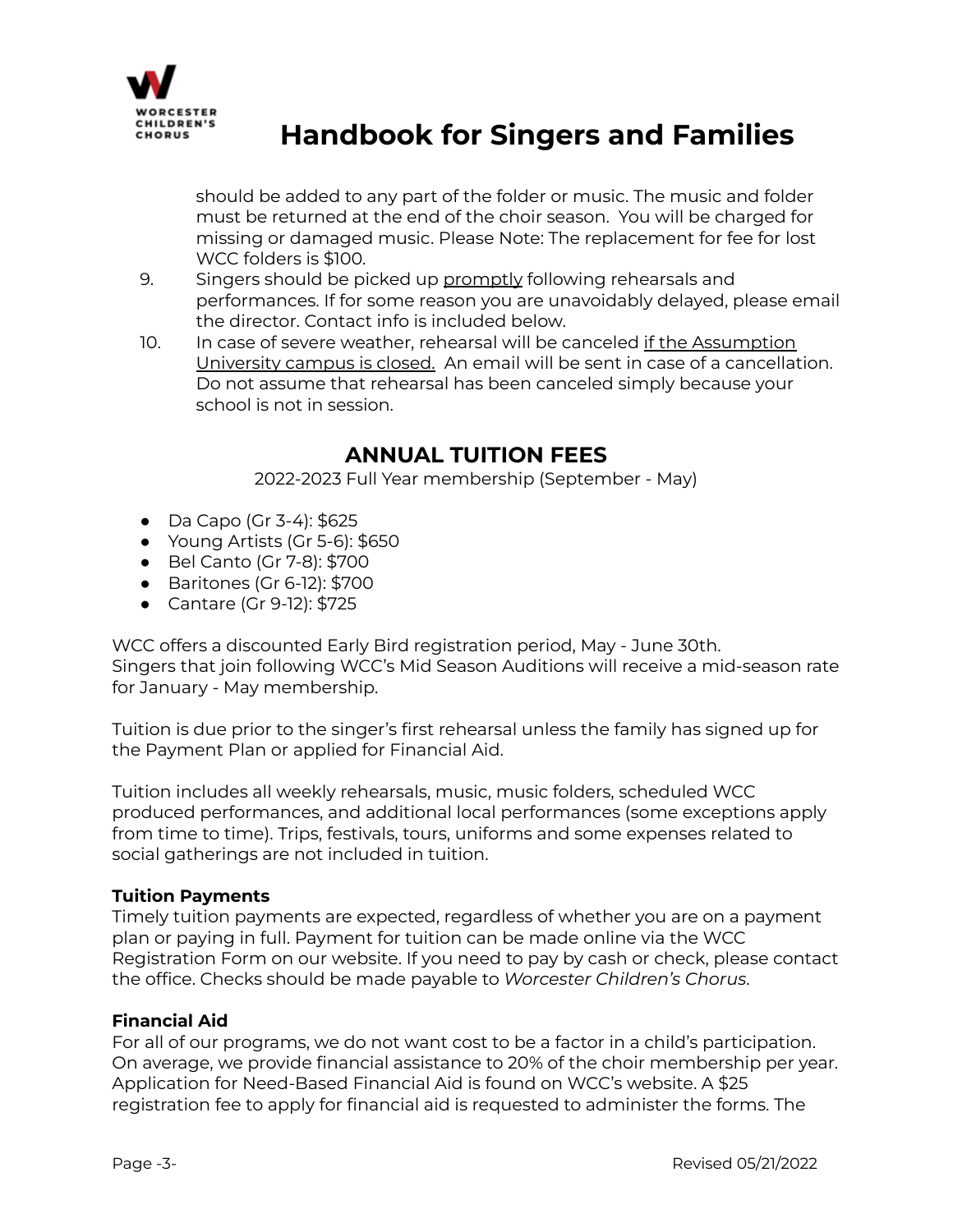should be added to any part of the folder or music. The music and folder must be returned at the end of the choir season. You will be charged for missing or damaged music. Please Note: The replacement for fee for lost WCC folders is $100.

9. Singers should be picked up <u>promptly</u> following rehearsals and performances. If for some reason you are unavoidably delayed, please email the director. Contact info is included below.
10. In case of severe weather, rehearsal will be canceled <u>if the Assumption University campus is closed.</u> An email will be sent in case of a cancellation. Do not assume that rehearsal has been canceled simply because your school is not in session.

## ANNUAL TUITION FEES

2022-2023 Full Year membership (September - May)

- Da Capo (Gr 3-4): $625
- Young Artists (Gr 5-6): $650
- Bel Canto (Gr 7-8): $700
- Baritones (Gr 6-12): $700
- Cantare (Gr 9-12): $725

WCC offers a discounted Early Bird registration period, May - June 30th.
Singers that join following WCC's Mid Season Auditions will receive a mid-season rate for January - May membership.

Tuition is due prior to the singer's first rehearsal unless the family has signed up for the Payment Plan or applied for Financial Aid.

Tuition includes all weekly rehearsals, music, music folders, scheduled WCC produced performances, and additional local performances (some exceptions apply from time to time). Trips, festivals, tours, uniforms and some expenses related to social gatherings are not included in tuition.

**Tuition Payments**
Timely tuition payments are expected, regardless of whether you are on a payment plan or paying in full. Payment for tuition can be made online via the WCC Registration Form on our website. If you need to pay by cash or check, please contact the office. Checks should be made payable to *Worcester Children's Chorus*.

**Financial Aid**
For all of our programs, we do not want cost to be a factor in a child's participation. On average, we provide financial assistance to 20% of the choir membership per year. Application for Need-Based Financial Aid is found on WCC's website. A $25 registration fee to apply for financial aid is requested to administer the forms. The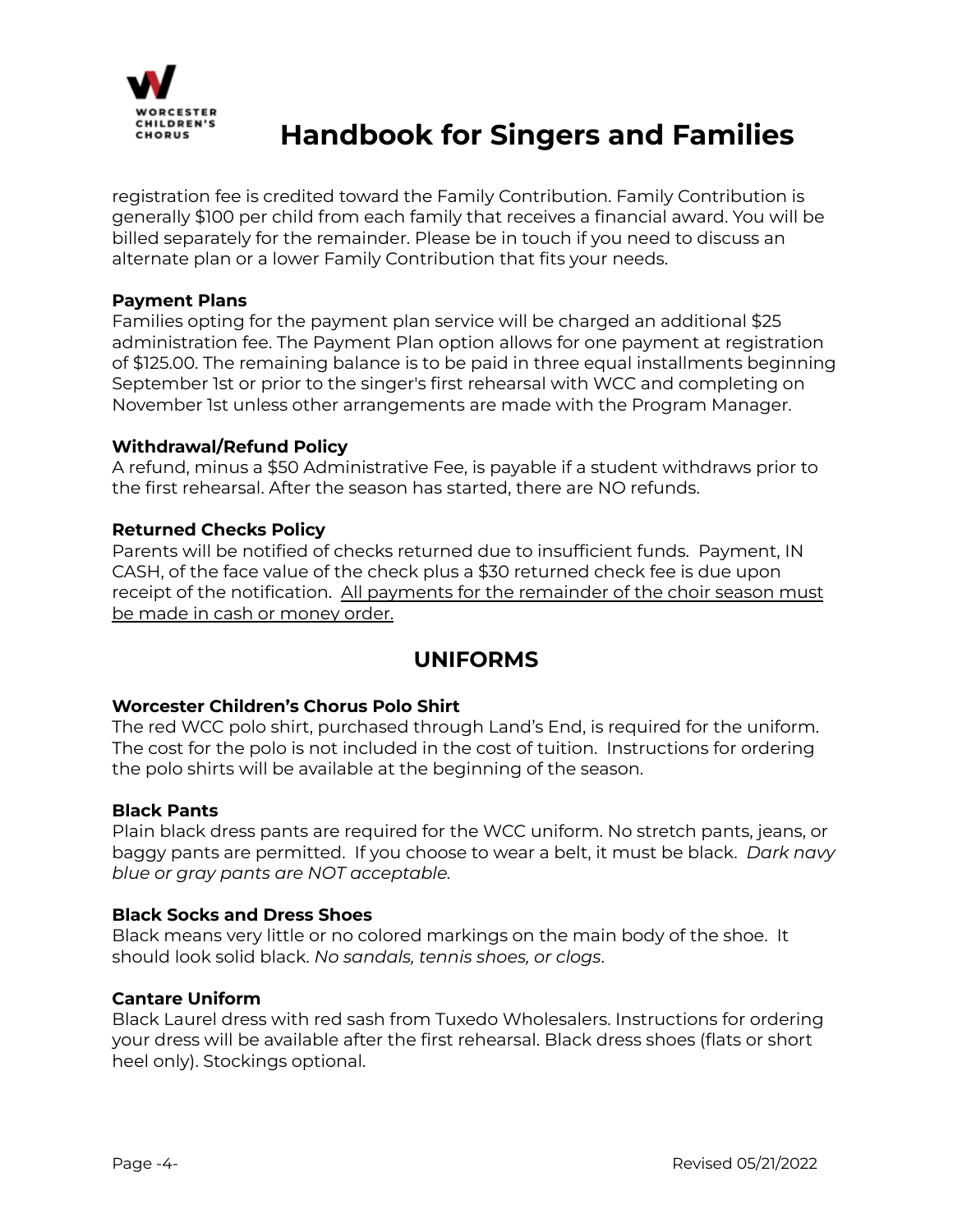registration fee is credited toward the Family Contribution. Family Contribution is generally $100 per child from each family that receives a financial award. You will be billed separately for the remainder. Please be in touch if you need to discuss an alternate plan or a lower Family Contribution that fits your needs.

**Payment Plans**

Families opting for the payment plan service will be charged an additional $25 administration fee. The Payment Plan option allows for one payment at registration of $125.00. The remaining balance is to be paid in three equal installments beginning September 1st or prior to the singer's first rehearsal with WCC and completing on November 1st unless other arrangements are made with the Program Manager.

**Withdrawal/Refund Policy**

A refund, minus a $50 Administrative Fee, is payable if a student withdraws prior to the first rehearsal. After the season has started, there are NO refunds.

**Returned Checks Policy**

Parents will be notified of checks returned due to insufficient funds. Payment, IN CASH, of the face value of the check plus a $30 returned check fee is due upon receipt of the notification. <u>All payments for the remainder of the choir season must be made in cash or money order.</u>

## UNIFORMS

**Worcester Children's Chorus Polo Shirt**

The red WCC polo shirt, purchased through Land's End, is required for the uniform. The cost for the polo is not included in the cost of tuition. Instructions for ordering the polo shirts will be available at the beginning of the season.

**Black Pants**

Plain black dress pants are required for the WCC uniform. No stretch pants, jeans, or baggy pants are permitted. If you choose to wear a belt, it must be black. *Dark navy blue or gray pants are NOT acceptable.*

**Black Socks and Dress Shoes**

Black means very little or no colored markings on the main body of the shoe. It should look solid black. *No sandals, tennis shoes, or clogs*.

**Cantare Uniform**

Black Laurel dress with red sash from Tuxedo Wholesalers. Instructions for ordering your dress will be available after the first rehearsal. Black dress shoes (flats or short heel only). Stockings optional.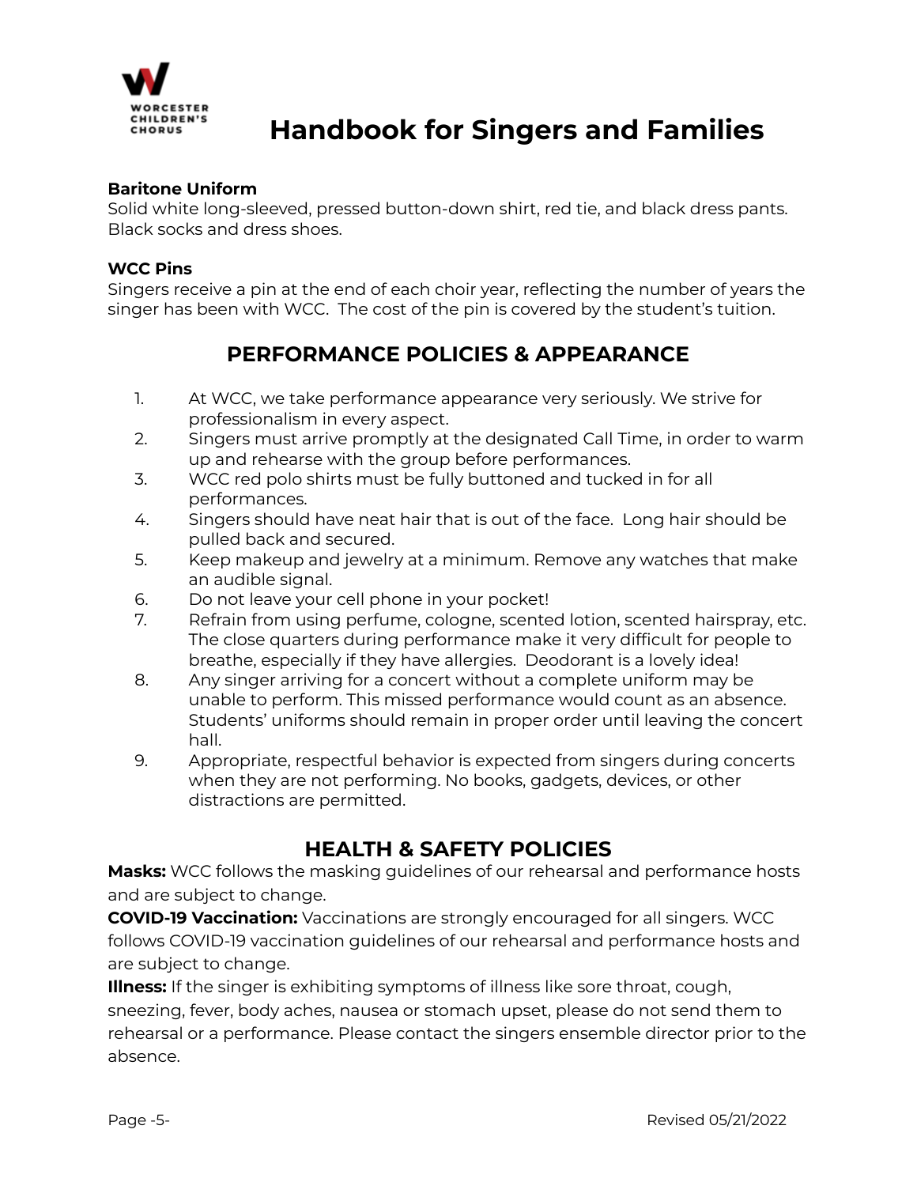**Baritone Uniform**
Solid white long-sleeved, pressed button-down shirt, red tie, and black dress pants. Black socks and dress shoes.

**WCC Pins**
Singers receive a pin at the end of each choir year, reflecting the number of years the singer has been with WCC. The cost of the pin is covered by the student's tuition.

## PERFORMANCE POLICIES & APPEARANCE

1. At WCC, we take performance appearance very seriously. We strive for professionalism in every aspect.
2. Singers must arrive promptly at the designated Call Time, in order to warm up and rehearse with the group before performances.
3. WCC red polo shirts must be fully buttoned and tucked in for all performances.
4. Singers should have neat hair that is out of the face. Long hair should be pulled back and secured.
5. Keep makeup and jewelry at a minimum. Remove any watches that make an audible signal.
6. Do not leave your cell phone in your pocket!
7. Refrain from using perfume, cologne, scented lotion, scented hairspray, etc. The close quarters during performance make it very difficult for people to breathe, especially if they have allergies. Deodorant is a lovely idea!
8. Any singer arriving for a concert without a complete uniform may be unable to perform. This missed performance would count as an absence. Students' uniforms should remain in proper order until leaving the concert hall.
9. Appropriate, respectful behavior is expected from singers during concerts when they are not performing. No books, gadgets, devices, or other distractions are permitted.

## HEALTH & SAFETY POLICIES

**Masks:** WCC follows the masking guidelines of our rehearsal and performance hosts and are subject to change.

**COVID-19 Vaccination:** Vaccinations are strongly encouraged for all singers. WCC follows COVID-19 vaccination guidelines of our rehearsal and performance hosts and are subject to change.

**Illness:** If the singer is exhibiting symptoms of illness like sore throat, cough, sneezing, fever, body aches, nausea or stomach upset, please do not send them to rehearsal or a performance. Please contact the singers ensemble director prior to the absence.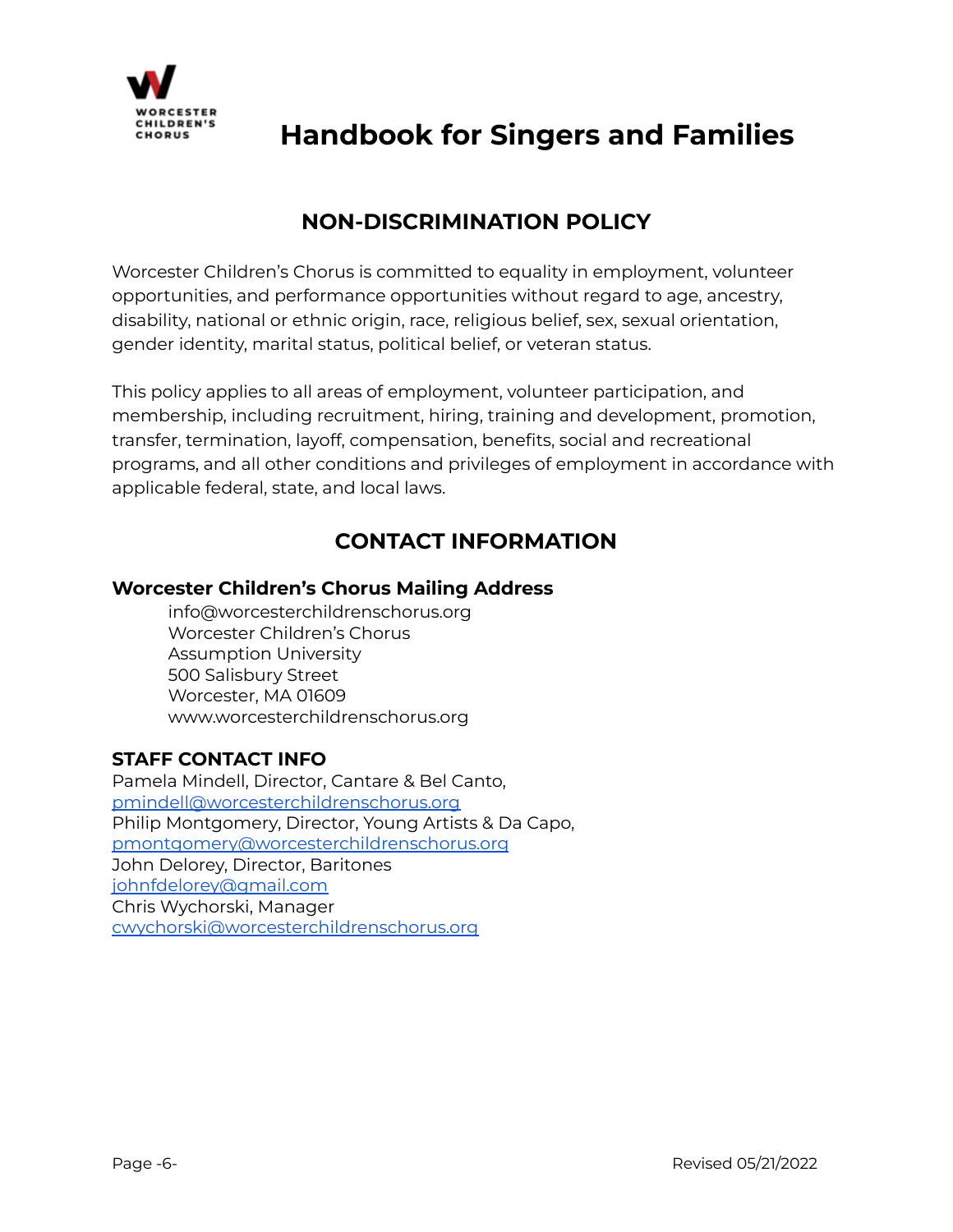# Handbook for Singers and Families

## NON-DISCRIMINATION POLICY

Worcester Children's Chorus is committed to equality in employment, volunteer opportunities, and performance opportunities without regard to age, ancestry, disability, national or ethnic origin, race, religious belief, sex, sexual orientation, gender identity, marital status, political belief, or veteran status.

This policy applies to all areas of employment, volunteer participation, and membership, including recruitment, hiring, training and development, promotion, transfer, termination, layoff, compensation, benefits, social and recreational programs, and all other conditions and privileges of employment in accordance with applicable federal, state, and local laws.

## CONTACT INFORMATION

### Worcester Children's Chorus Mailing Address

info@worcesterchildrenschorus.org
Worcester Children's Chorus
Assumption University
500 Salisbury Street
Worcester, MA 01609
www.worcesterchildrenschorus.org

### STAFF CONTACT INFO

Pamela Mindell, Director, Cantare & Bel Canto,
pmindell@worcesterchildrenschorus.org
Philip Montgomery, Director, Young Artists & Da Capo,
pmontgomery@worcesterchildrenschorus.org
John Delorey, Director, Baritones
johnfdelorey@gmail.com
Chris Wychorski, Manager
cwychorski@worcesterchildrenschorus.org